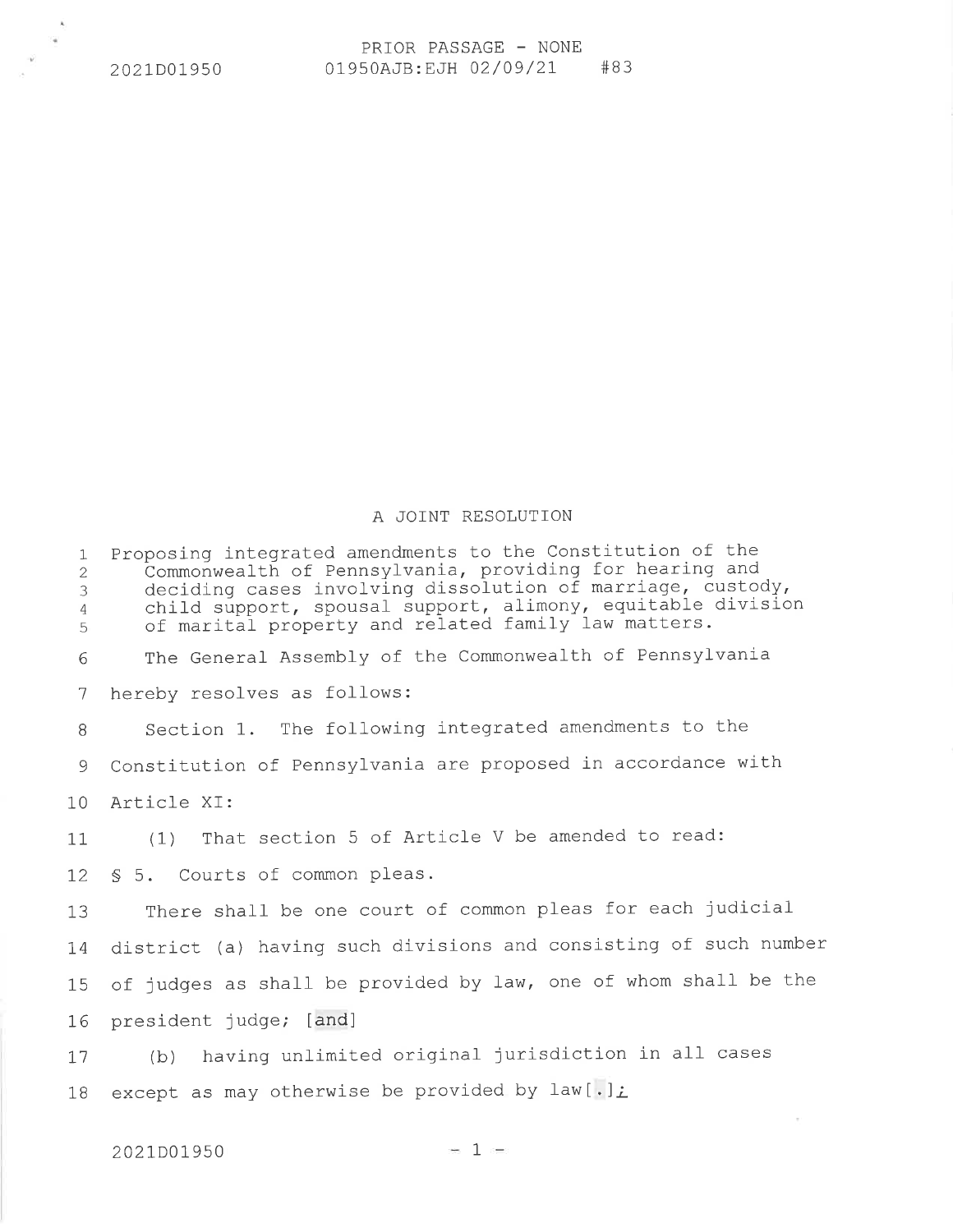PRIOR PASSAGE - NONE

2021D01950 01950AJB:EJH 02/09/21 #83

A JOINT RESOLUTION

1 Proposing integrated amendments to the Constitution of the
2 Commonwealth of Pennsylvania, providing for hearing and
3 deciding cases involving dissolution of marriage, custody,
4 child support, spousal support, alimony, equitable division
5 of marital property and related family law matters.

6 The General Assembly of the Commonwealth of Pennsylvania
7 hereby resolves as follows:

8 Section 1. The following integrated amendments to the
9 Constitution of Pennsylvania are proposed in accordance with
10 Article XI:

11 (1) That section 5 of Article V be amended to read:

12 § 5. Courts of common pleas.

13 There shall be one court of common pleas for each judicial
14 district (a) having such divisions and consisting of such number
15 of judges as shall be provided by law, one of whom shall be the
16 president judge; [and]

17 (b) having unlimited original jurisdiction in all cases
18 except as may otherwise be provided by law[.];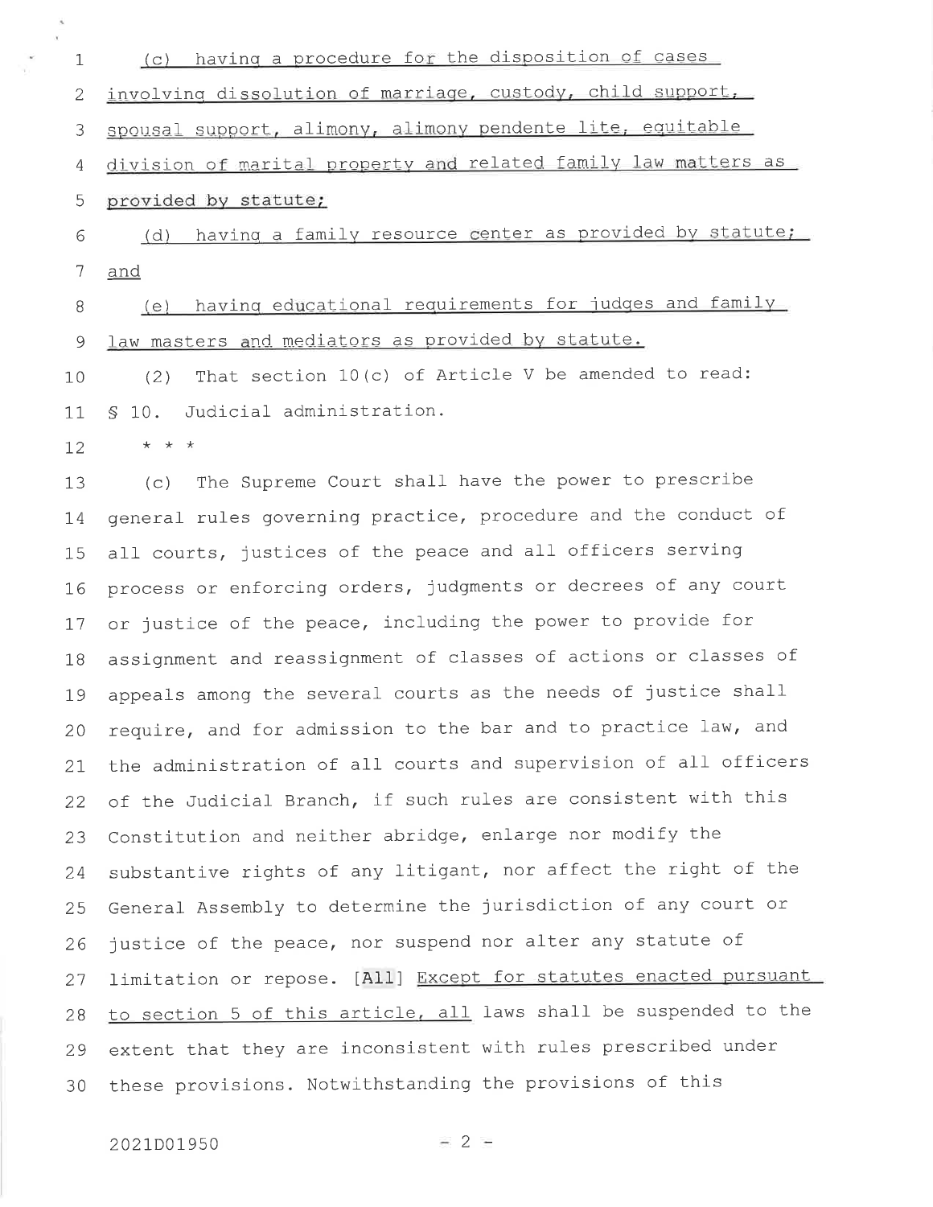(c) having a procedure for the disposition of cases involving dissolution of marriage, custody, child support, spousal support, alimony, alimony pendente lite, equitable division of marital property and related family law matters as provided by statute;

(d) having a family resource center as provided by statute; and

(e) having educational requirements for judges and family law masters and mediators as provided by statute.

(2) That section 10(c) of Article V be amended to read:

§ 10. Judicial administration.

\* \* \*

(c) The Supreme Court shall have the power to prescribe general rules governing practice, procedure and the conduct of all courts, justices of the peace and all officers serving process or enforcing orders, judgments or decrees of any court or justice of the peace, including the power to provide for assignment and reassignment of classes of actions or classes of appeals among the several courts as the needs of justice shall require, and for admission to the bar and to practice law, and the administration of all courts and supervision of all officers of the Judicial Branch, if such rules are consistent with this Constitution and neither abridge, enlarge nor modify the substantive rights of any litigant, nor affect the right of the General Assembly to determine the jurisdiction of any court or justice of the peace, nor suspend nor alter any statute of limitation or repose. [All] Except for statutes enacted pursuant to section 5 of this article, all laws shall be suspended to the extent that they are inconsistent with rules prescribed under these provisions. Notwithstanding the provisions of this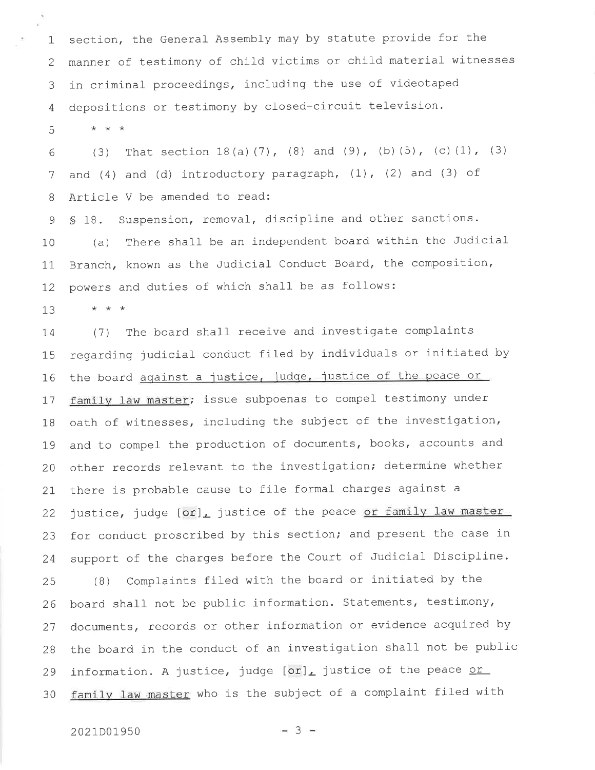section, the General Assembly may by statute provide for the manner of testimony of child victims or child material witnesses in criminal proceedings, including the use of videotaped depositions or testimony by closed-circuit television.

\* \* \*

(3) That section 18(a)(7), (8) and (9), (b)(5), (c)(1), (3) and (4) and (d) introductory paragraph, (1), (2) and (3) of Article V be amended to read:

§ 18. Suspension, removal, discipline and other sanctions.

(a) There shall be an independent board within the Judicial Branch, known as the Judicial Conduct Board, the composition, powers and duties of which shall be as follows:

\* \* \*

(7) The board shall receive and investigate complaints regarding judicial conduct filed by individuals or initiated by the board <u>against a justice, judge, justice of the peace or family law master</u>; issue subpoenas to compel testimony under oath of witnesses, including the subject of the investigation, and to compel the production of documents, books, accounts and other records relevant to the investigation; determine whether there is probable cause to file formal charges against a justice, judge [or]<u>,</u> justice of the peace <u>or family law master</u> for conduct proscribed by this section; and present the case in support of the charges before the Court of Judicial Discipline.

(8) Complaints filed with the board or initiated by the board shall not be public information. Statements, testimony, documents, records or other information or evidence acquired by the board in the conduct of an investigation shall not be public information. A justice, judge [or]<u>,</u> justice of the peace <u>or family law master</u> who is the subject of a complaint filed with

2021D01950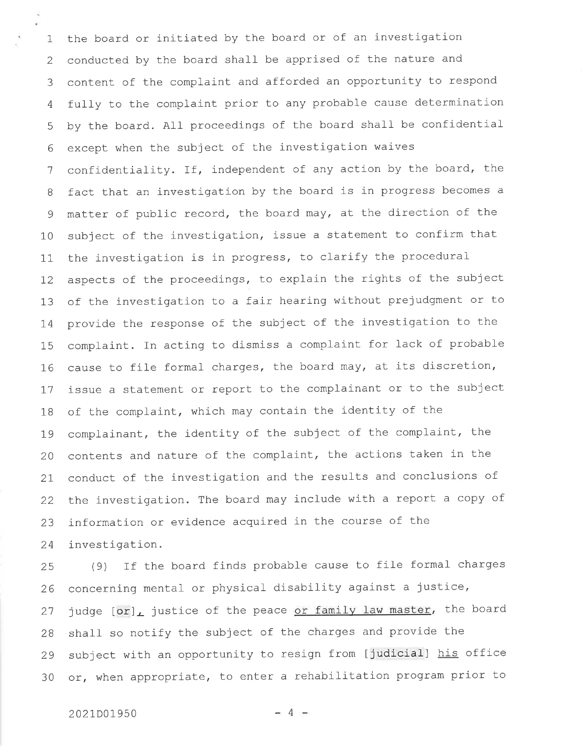the board or initiated by the board or of an investigation conducted by the board shall be apprised of the nature and content of the complaint and afforded an opportunity to respond fully to the complaint prior to any probable cause determination by the board. All proceedings of the board shall be confidential except when the subject of the investigation waives confidentiality. If, independent of any action by the board, the fact that an investigation by the board is in progress becomes a matter of public record, the board may, at the direction of the subject of the investigation, issue a statement to confirm that the investigation is in progress, to clarify the procedural aspects of the proceedings, to explain the rights of the subject of the investigation to a fair hearing without prejudgment or to provide the response of the subject of the investigation to the complaint. In acting to dismiss a complaint for lack of probable cause to file formal charges, the board may, at its discretion, issue a statement or report to the complainant or to the subject of the complaint, which may contain the identity of the complainant, the identity of the subject of the complaint, the contents and nature of the complaint, the actions taken in the conduct of the investigation and the results and conclusions of the investigation. The board may include with a report a copy of information or evidence acquired in the course of the investigation.

(9) If the board finds probable cause to file formal charges concerning mental or physical disability against a justice, judge [or], justice of the peace or family law master, the board shall so notify the subject of the charges and provide the subject with an opportunity to resign from [judicial] his office or, when appropriate, to enter a rehabilitation program prior to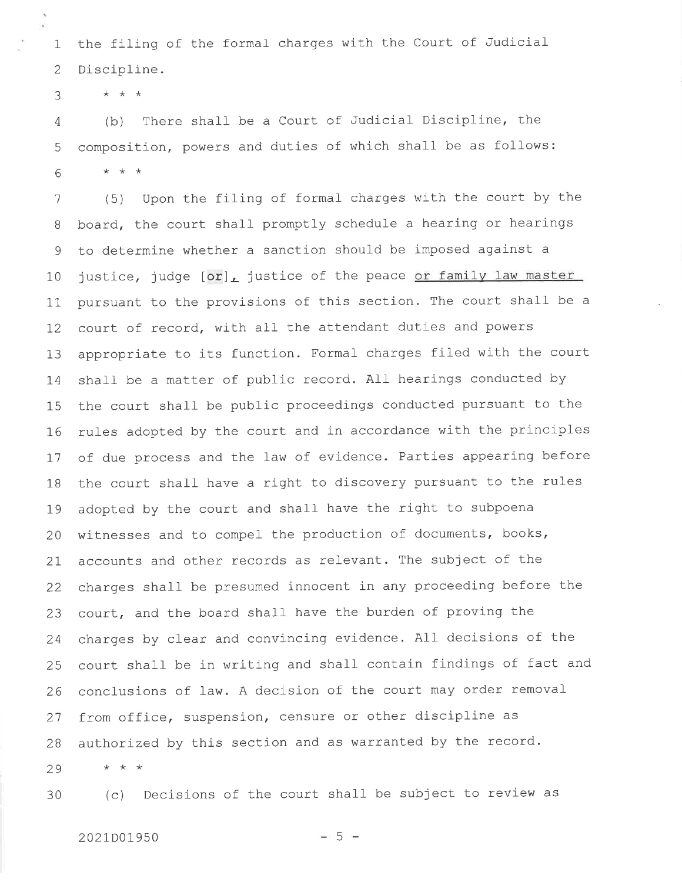the filing of the formal charges with the Court of Judicial Discipline.

\* \* \*

(b) There shall be a Court of Judicial Discipline, the composition, powers and duties of which shall be as follows:

\* \* \*

(5) Upon the filing of formal charges with the court by the board, the court shall promptly schedule a hearing or hearings to determine whether a sanction should be imposed against a justice, judge [or], justice of the peace <u>or family law master</u> pursuant to the provisions of this section. The court shall be a court of record, with all the attendant duties and powers appropriate to its function. Formal charges filed with the court shall be a matter of public record. All hearings conducted by the court shall be public proceedings conducted pursuant to the rules adopted by the court and in accordance with the principles of due process and the law of evidence. Parties appearing before the court shall have a right to discovery pursuant to the rules adopted by the court and shall have the right to subpoena witnesses and to compel the production of documents, books, accounts and other records as relevant. The subject of the charges shall be presumed innocent in any proceeding before the court, and the board shall have the burden of proving the charges by clear and convincing evidence. All decisions of the court shall be in writing and shall contain findings of fact and conclusions of law. A decision of the court may order removal from office, suspension, censure or other discipline as authorized by this section and as warranted by the record.

\* \* \*

(c) Decisions of the court shall be subject to review as

2021D01950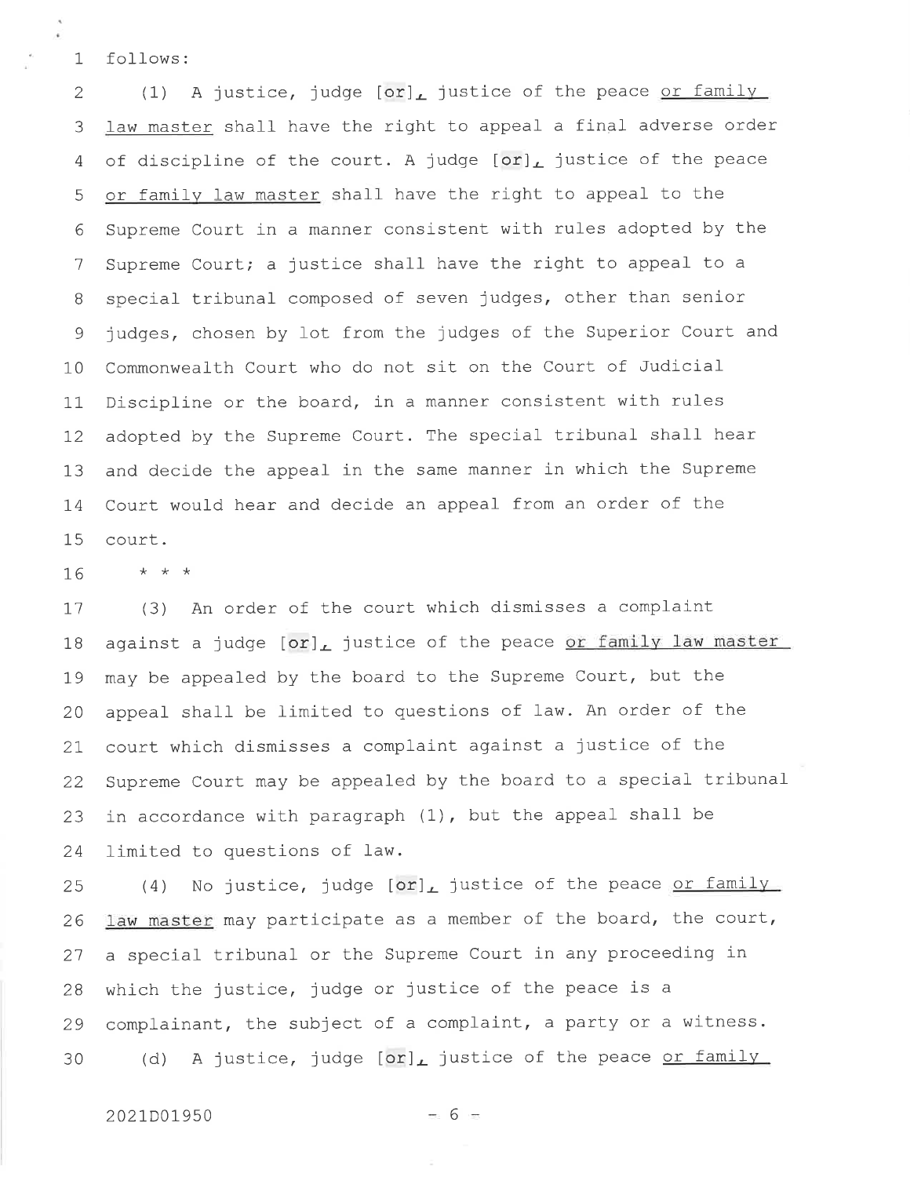follows:

(1) A justice, judge [or], justice of the peace or family law master shall have the right to appeal a final adverse order of discipline of the court. A judge [or], justice of the peace or family law master shall have the right to appeal to the Supreme Court in a manner consistent with rules adopted by the Supreme Court; a justice shall have the right to appeal to a special tribunal composed of seven judges, other than senior judges, chosen by lot from the judges of the Superior Court and Commonwealth Court who do not sit on the Court of Judicial Discipline or the board, in a manner consistent with rules adopted by the Supreme Court. The special tribunal shall hear and decide the appeal in the same manner in which the Supreme Court would hear and decide an appeal from an order of the court.

\* \* \*

(3) An order of the court which dismisses a complaint against a judge [or], justice of the peace or family law master may be appealed by the board to the Supreme Court, but the appeal shall be limited to questions of law. An order of the court which dismisses a complaint against a justice of the Supreme Court may be appealed by the board to a special tribunal in accordance with paragraph (1), but the appeal shall be limited to questions of law.

(4) No justice, judge [or], justice of the peace or family law master may participate as a member of the board, the court, a special tribunal or the Supreme Court in any proceeding in which the justice, judge or justice of the peace is a complainant, the subject of a complaint, a party or a witness.

(d) A justice, judge [or], justice of the peace or family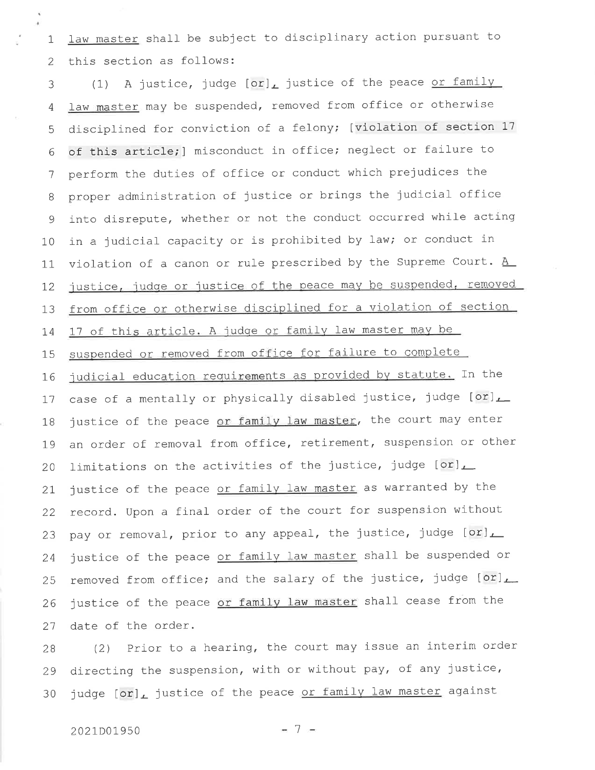law master shall be subject to disciplinary action pursuant to this section as follows:

(1) A justice, judge [or], justice of the peace or family law master may be suspended, removed from office or otherwise disciplined for conviction of a felony; [violation of section 17 of this article;] misconduct in office; neglect or failure to perform the duties of office or conduct which prejudices the proper administration of justice or brings the judicial office into disrepute, whether or not the conduct occurred while acting in a judicial capacity or is prohibited by law; or conduct in violation of a canon or rule prescribed by the Supreme Court. A justice, judge or justice of the peace may be suspended, removed from office or otherwise disciplined for a violation of section 17 of this article. A judge or family law master may be suspended or removed from office for failure to complete judicial education requirements as provided by statute. In the case of a mentally or physically disabled justice, judge [or], justice of the peace or family law master, the court may enter an order of removal from office, retirement, suspension or other limitations on the activities of the justice, judge [or], justice of the peace or family law master as warranted by the record. Upon a final order of the court for suspension without pay or removal, prior to any appeal, the justice, judge [or], justice of the peace or family law master shall be suspended or removed from office; and the salary of the justice, judge [or], justice of the peace or family law master shall cease from the date of the order.

(2) Prior to a hearing, the court may issue an interim order directing the suspension, with or without pay, of any justice, judge [or], justice of the peace or family law master against

2021D01950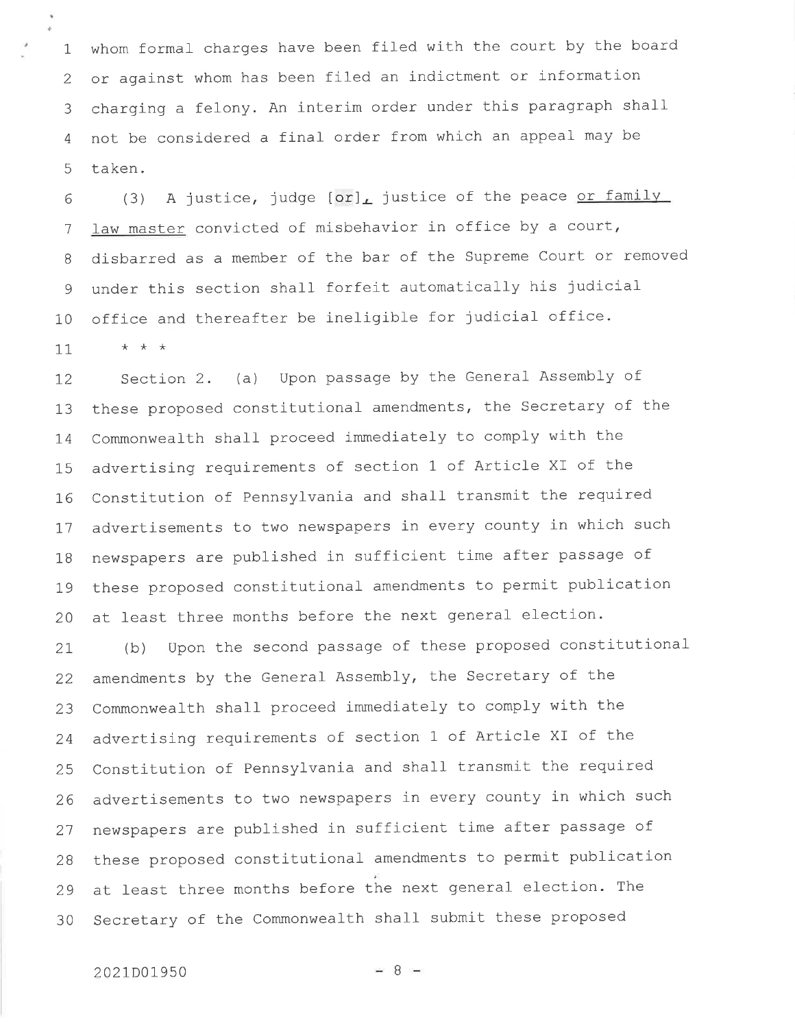whom formal charges have been filed with the court by the board or against whom has been filed an indictment or information charging a felony. An interim order under this paragraph shall not be considered a final order from which an appeal may be taken.

(3) A justice, judge [or], justice of the peace <u>or family law master</u> convicted of misbehavior in office by a court, disbarred as a member of the bar of the Supreme Court or removed under this section shall forfeit automatically his judicial office and thereafter be ineligible for judicial office.

\* \* \*

Section 2. (a) Upon passage by the General Assembly of these proposed constitutional amendments, the Secretary of the Commonwealth shall proceed immediately to comply with the advertising requirements of section 1 of Article XI of the Constitution of Pennsylvania and shall transmit the required advertisements to two newspapers in every county in which such newspapers are published in sufficient time after passage of these proposed constitutional amendments to permit publication at least three months before the next general election.

(b) Upon the second passage of these proposed constitutional amendments by the General Assembly, the Secretary of the Commonwealth shall proceed immediately to comply with the advertising requirements of section 1 of Article XI of the Constitution of Pennsylvania and shall transmit the required advertisements to two newspapers in every county in which such newspapers are published in sufficient time after passage of these proposed constitutional amendments to permit publication at least three months before the next general election. The Secretary of the Commonwealth shall submit these proposed

2021D01950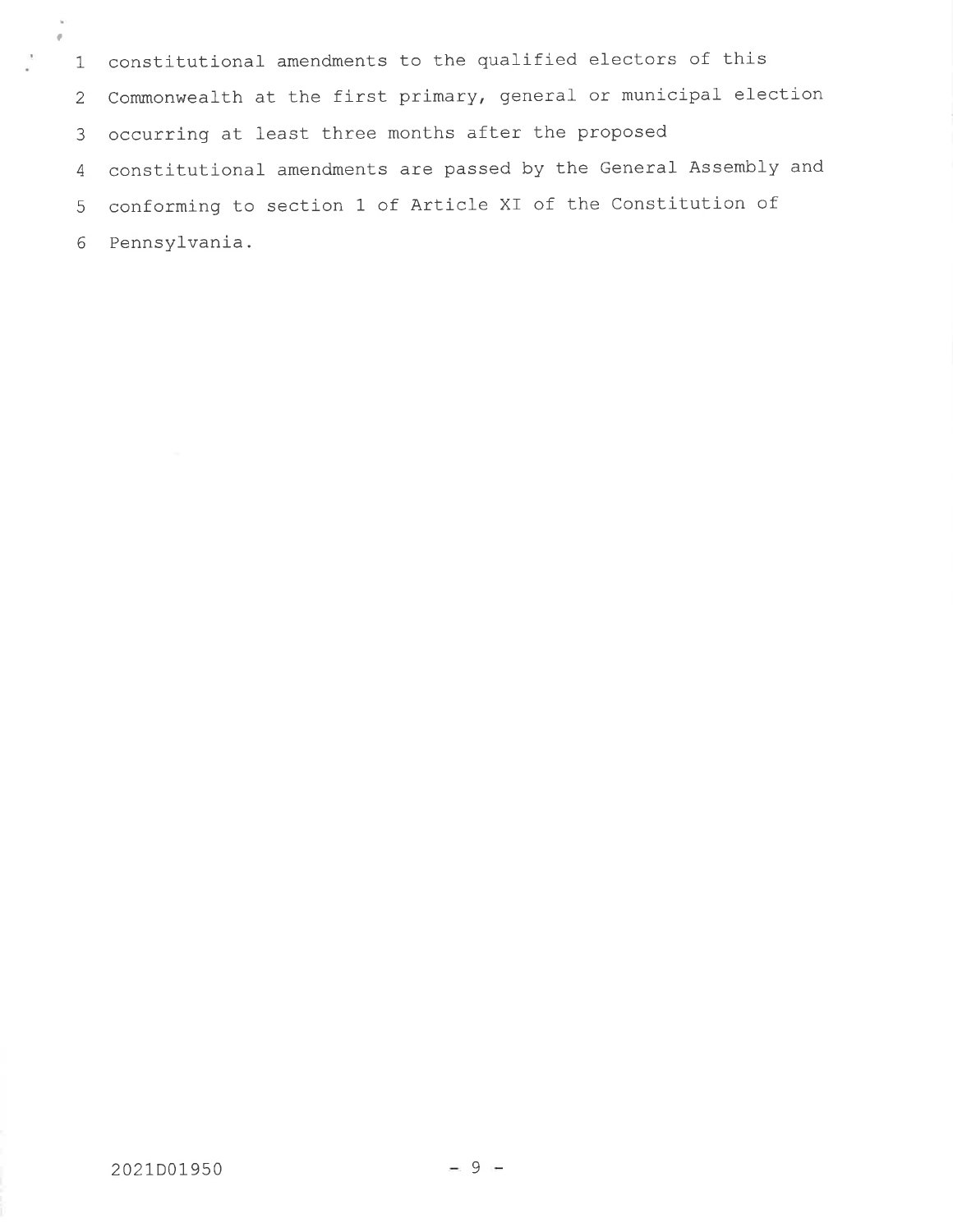constitutional amendments to the qualified electors of this Commonwealth at the first primary, general or municipal election occurring at least three months after the proposed constitutional amendments are passed by the General Assembly and conforming to section 1 of Article XI of the Constitution of Pennsylvania.